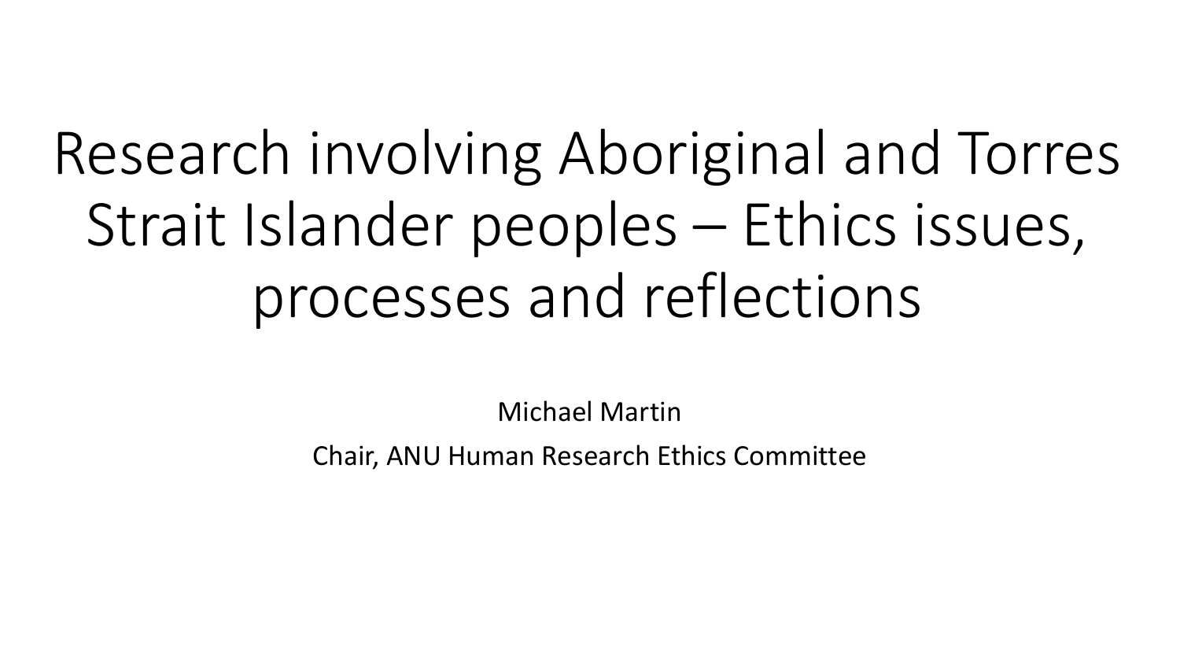# Research involving Aboriginal and Torres Strait Islander peoples – Ethics issues, processes and reflections

Michael Martin

Chair, ANU Human Research Ethics Committee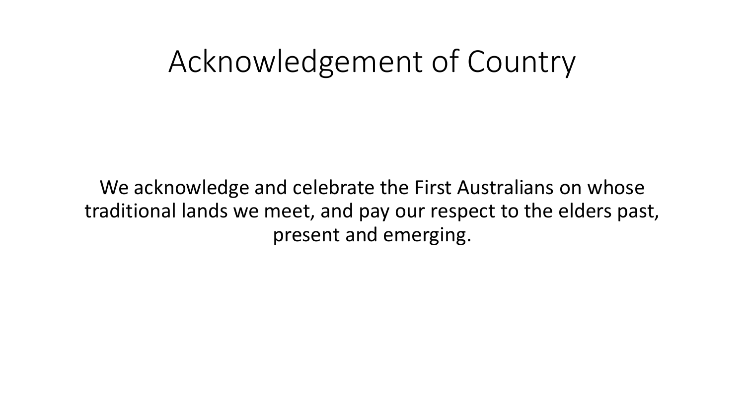# Acknowledgement of Country

We acknowledge and celebrate the First Australians on whose traditional lands we meet, and pay our respect to the elders past, present and emerging.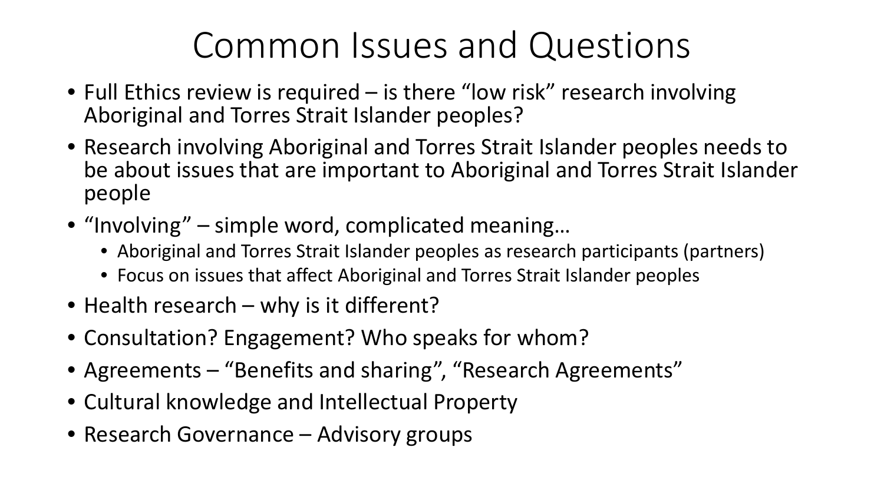# Common Issues and Questions

- Full Ethics review is required – is there "low risk" research involving Aboriginal and Torres Strait Islander peoples?
- Research involving Aboriginal and Torres Strait Islander peoples needs to be about issues that are important to Aboriginal and Torres Strait Islander people
- "Involving" – simple word, complicated meaning…
  - Aboriginal and Torres Strait Islander peoples as research participants (partners)
  - Focus on issues that affect Aboriginal and Torres Strait Islander peoples
- Health research – why is it different?
- Consultation? Engagement? Who speaks for whom?
- Agreements – "Benefits and sharing", "Research Agreements"
- Cultural knowledge and Intellectual Property
- Research Governance – Advisory groups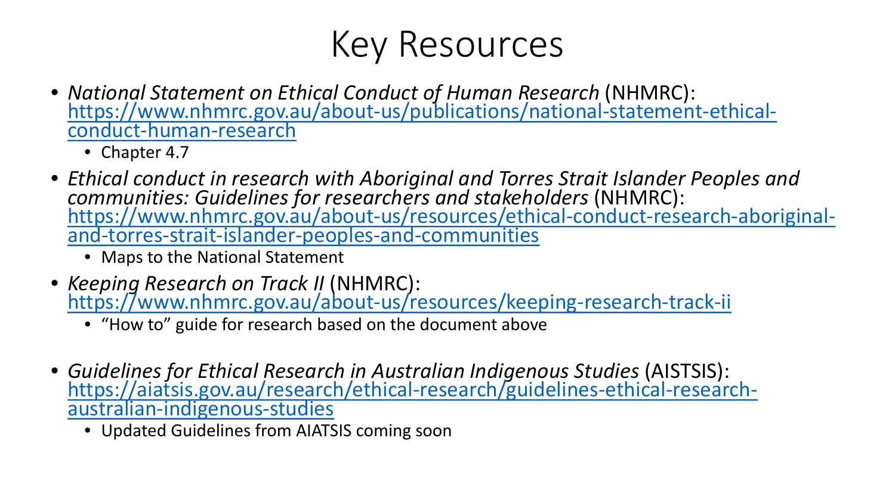# Key Resources

- *National Statement on Ethical Conduct of Human Research* (NHMRC): https://www.nhmrc.gov.au/about-us/publications/national-statement-ethical-conduct-human-research
  - Chapter 4.7
- *Ethical conduct in research with Aboriginal and Torres Strait Islander Peoples and communities: Guidelines for researchers and stakeholders* (NHMRC): https://www.nhmrc.gov.au/about-us/resources/ethical-conduct-research-aboriginal-and-torres-strait-islander-peoples-and-communities
  - Maps to the National Statement
- *Keeping Research on Track II* (NHMRC): https://www.nhmrc.gov.au/about-us/resources/keeping-research-track-ii
  - "How to" guide for research based on the document above
- *Guidelines for Ethical Research in Australian Indigenous Studies* (AISTSIS): https://aiatsis.gov.au/research/ethical-research/guidelines-ethical-research-australian-indigenous-studies
  - Updated Guidelines from AIATSIS coming soon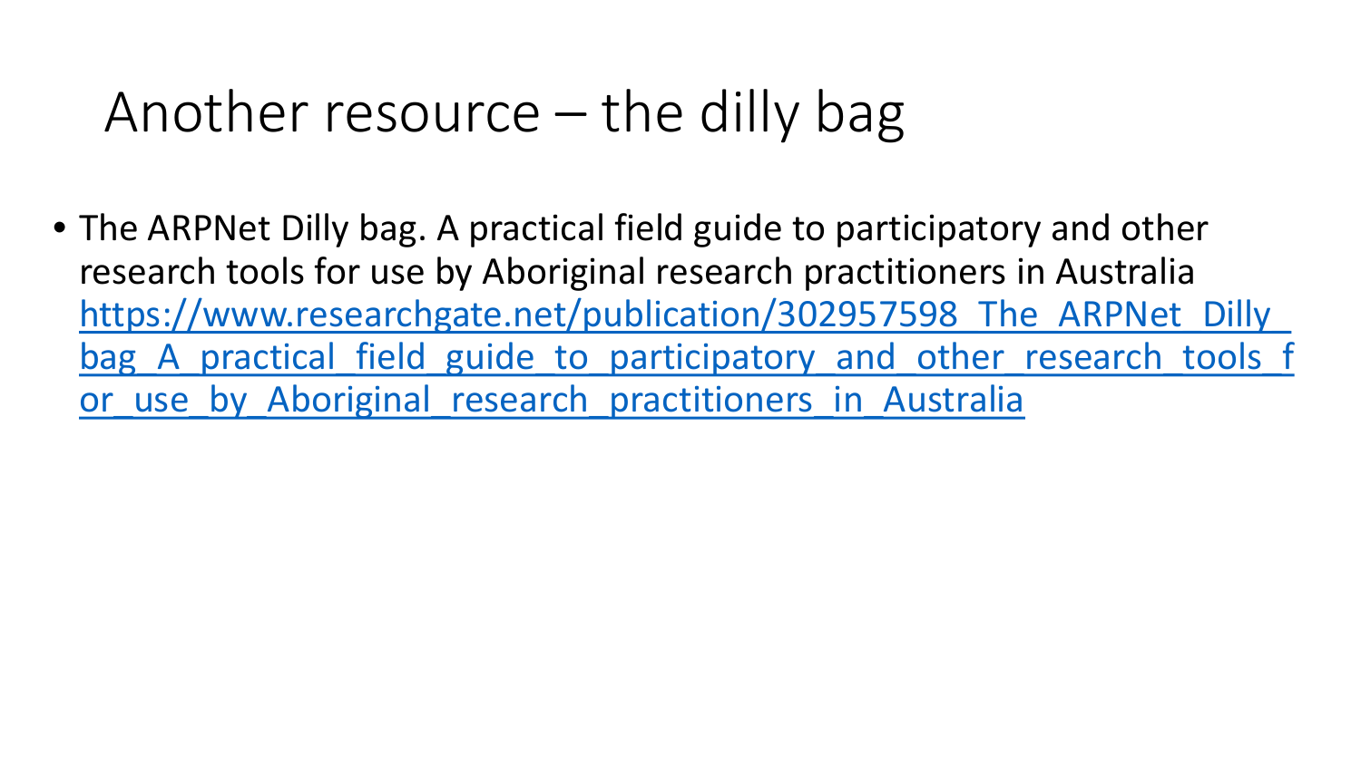# Another resource – the dilly bag

- The ARPNet Dilly bag. A practical field guide to participatory and other research tools for use by Aboriginal research practitioners in Australia https://www.researchgate.net/publication/302957598_The_ARPNet_Dilly_bag_A_practical_field_guide_to_participatory_and_other_research_tools_for_use_by_Aboriginal_research_practitioners_in_Australia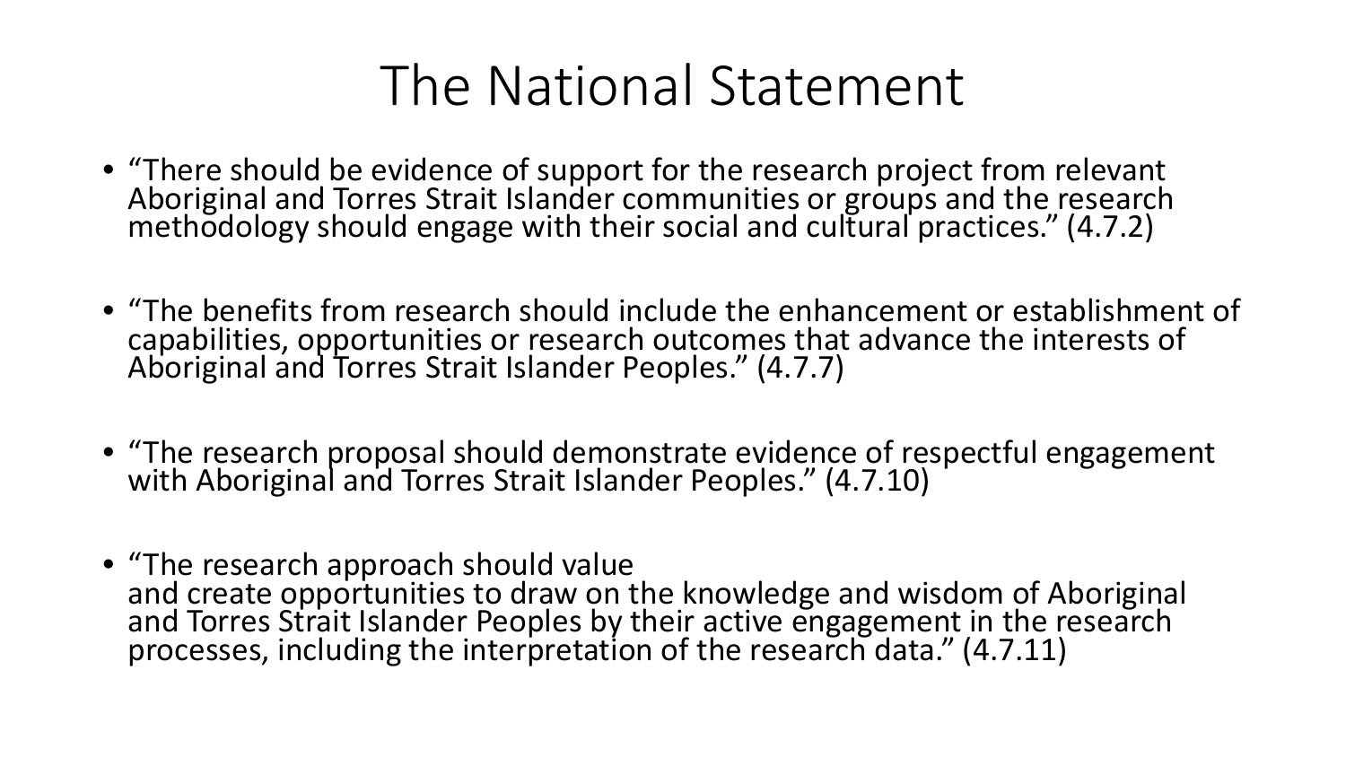# The National Statement

- "There should be evidence of support for the research project from relevant Aboriginal and Torres Strait Islander communities or groups and the research methodology should engage with their social and cultural practices." (4.7.2)
- "The benefits from research should include the enhancement or establishment of capabilities, opportunities or research outcomes that advance the interests of Aboriginal and Torres Strait Islander Peoples." (4.7.7)
- "The research proposal should demonstrate evidence of respectful engagement with Aboriginal and Torres Strait Islander Peoples." (4.7.10)
- "The research approach should value and create opportunities to draw on the knowledge and wisdom of Aboriginal and Torres Strait Islander Peoples by their active engagement in the research processes, including the interpretation of the research data." (4.7.11)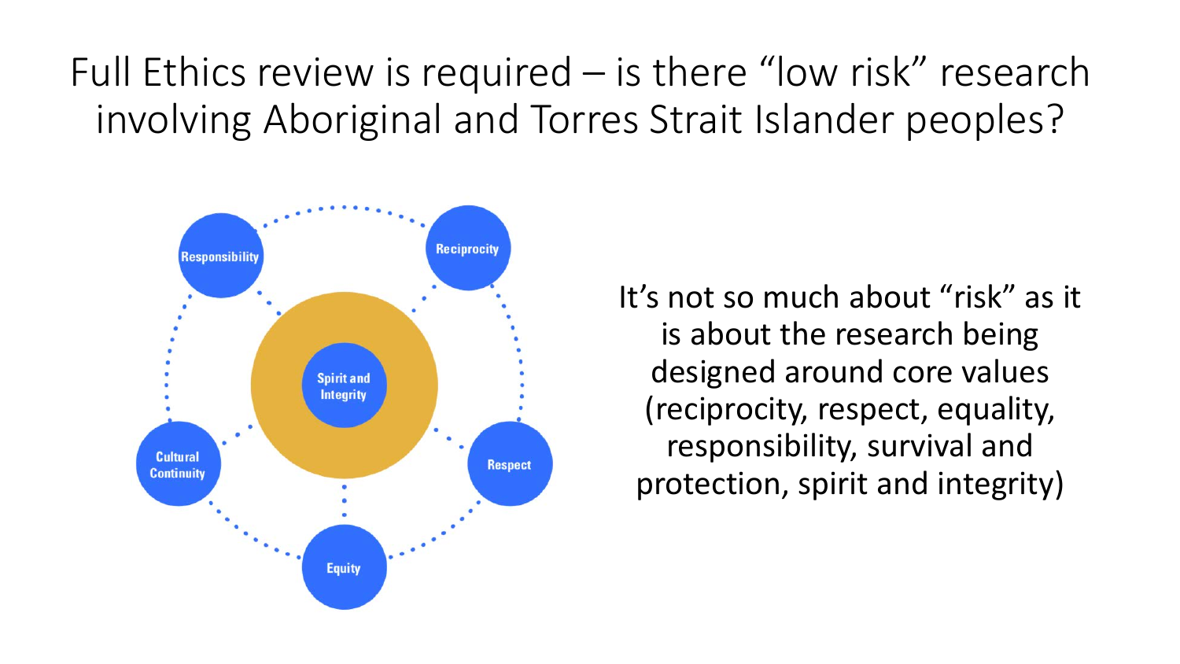# Full Ethics review is required – is there "low risk" research involving Aboriginal and Torres Strait Islander peoples?

Responsibility

Reciprocity

Spirit and Integrity

Cultural Continuity

Respect

Equity

It's not so much about "risk" as it is about the research being designed around core values (reciprocity, respect, equality, responsibility, survival and protection, spirit and integrity)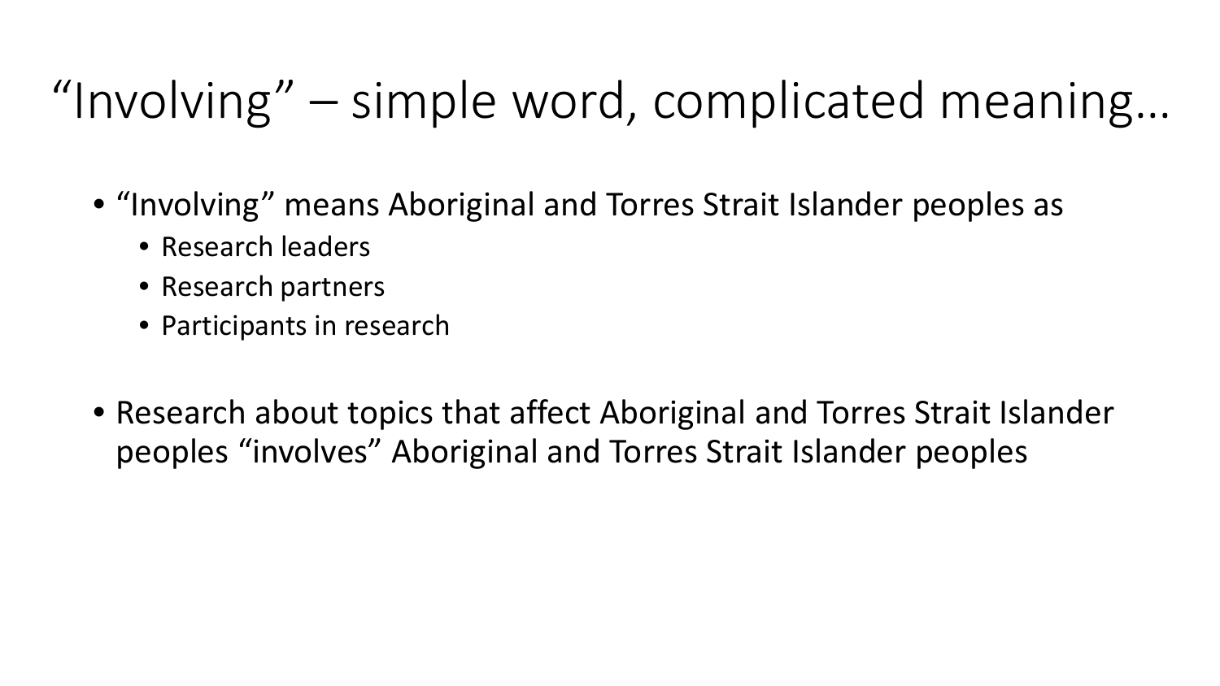# “Involving” – simple word, complicated meaning…

- “Involving” means Aboriginal and Torres Strait Islander peoples as
  - Research leaders
  - Research partners
  - Participants in research

- Research about topics that affect Aboriginal and Torres Strait Islander peoples “involves” Aboriginal and Torres Strait Islander peoples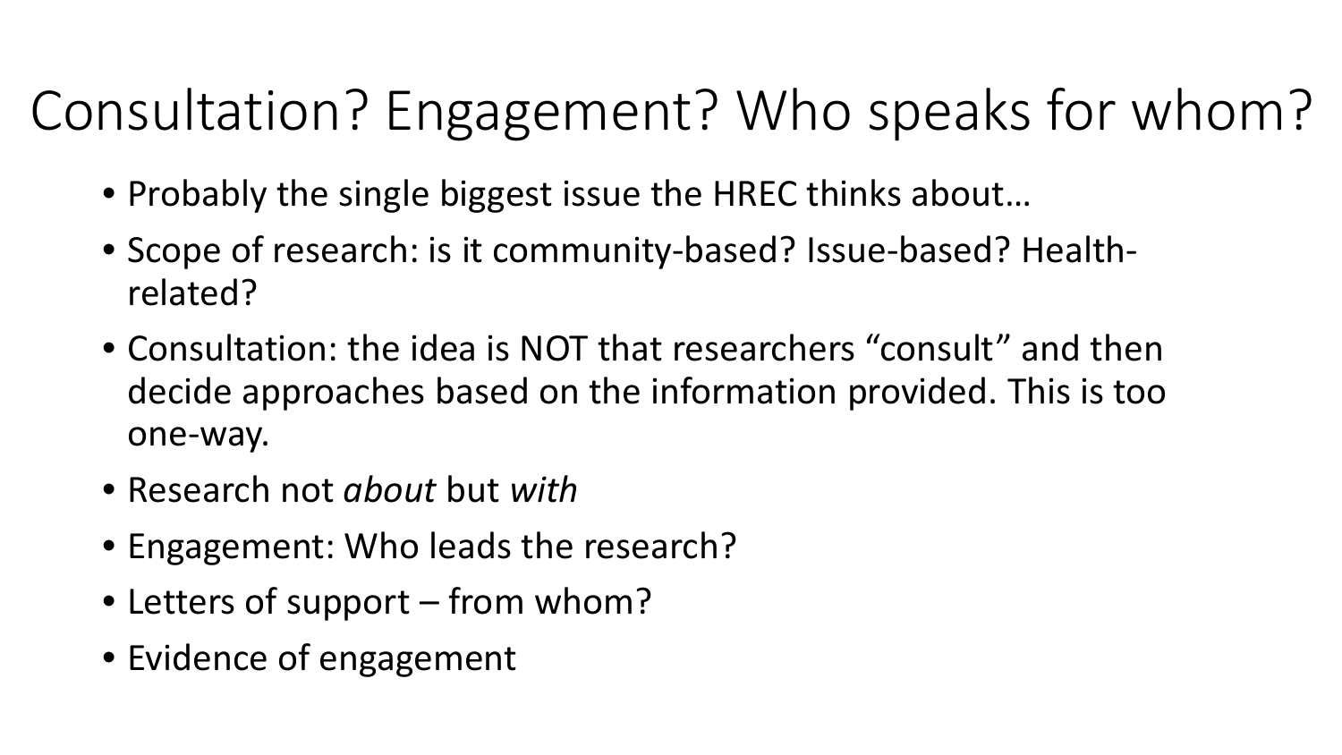# Consultation? Engagement? Who speaks for whom?

- Probably the single biggest issue the HREC thinks about…
- Scope of research: is it community-based? Issue-based? Health-related?
- Consultation: the idea is NOT that researchers "consult" and then decide approaches based on the information provided. This is too one-way.
- Research not *about* but *with*
- Engagement: Who leads the research?
- Letters of support – from whom?
- Evidence of engagement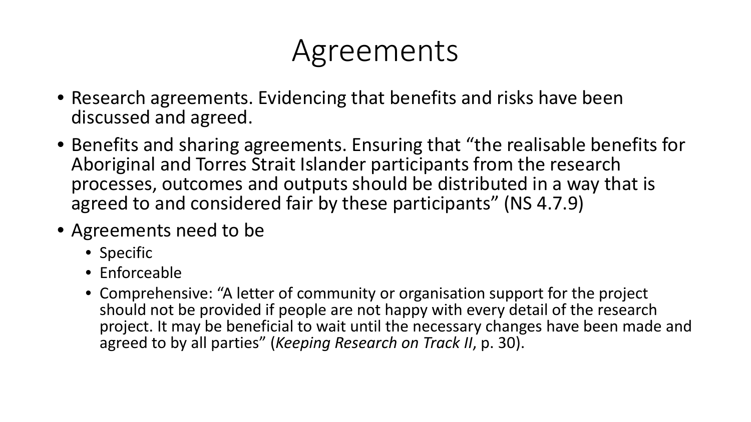# Agreements

- Research agreements. Evidencing that benefits and risks have been discussed and agreed.
- Benefits and sharing agreements. Ensuring that "the realisable benefits for Aboriginal and Torres Strait Islander participants from the research processes, outcomes and outputs should be distributed in a way that is agreed to and considered fair by these participants" (NS 4.7.9)
- Agreements need to be
  - Specific
  - Enforceable
  - Comprehensive: "A letter of community or organisation support for the project should not be provided if people are not happy with every detail of the research project. It may be beneficial to wait until the necessary changes have been made and agreed to by all parties" (*Keeping Research on Track II*, p. 30).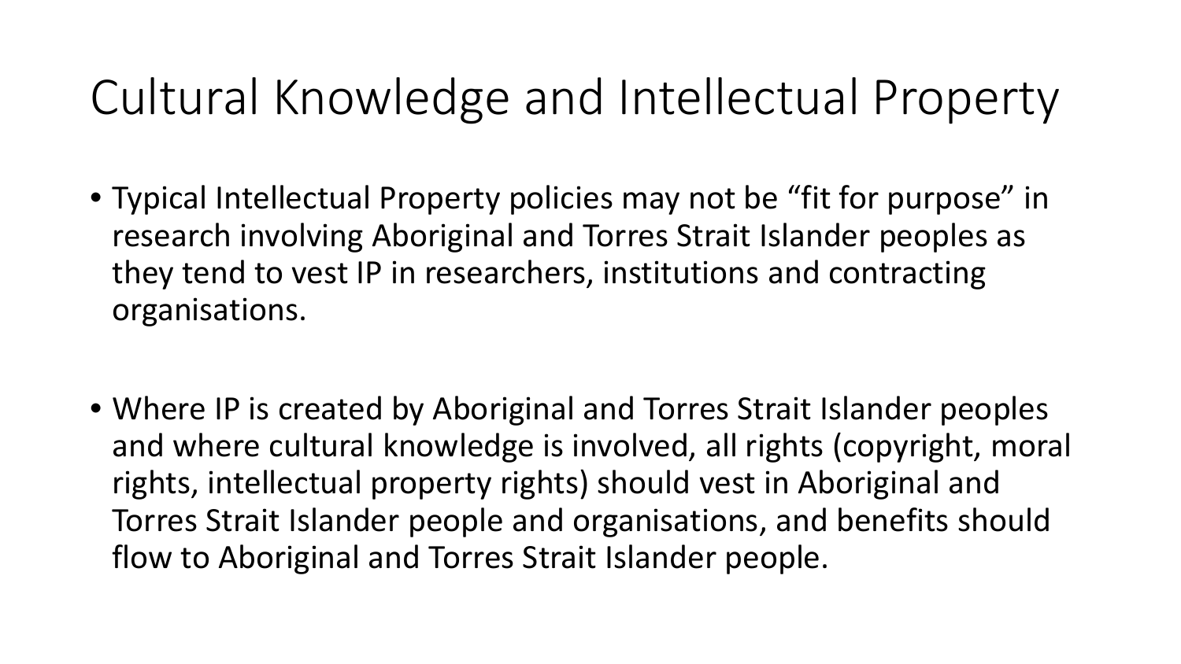# Cultural Knowledge and Intellectual Property

- Typical Intellectual Property policies may not be "fit for purpose" in research involving Aboriginal and Torres Strait Islander peoples as they tend to vest IP in researchers, institutions and contracting organisations.

- Where IP is created by Aboriginal and Torres Strait Islander peoples and where cultural knowledge is involved, all rights (copyright, moral rights, intellectual property rights) should vest in Aboriginal and Torres Strait Islander people and organisations, and benefits should flow to Aboriginal and Torres Strait Islander people.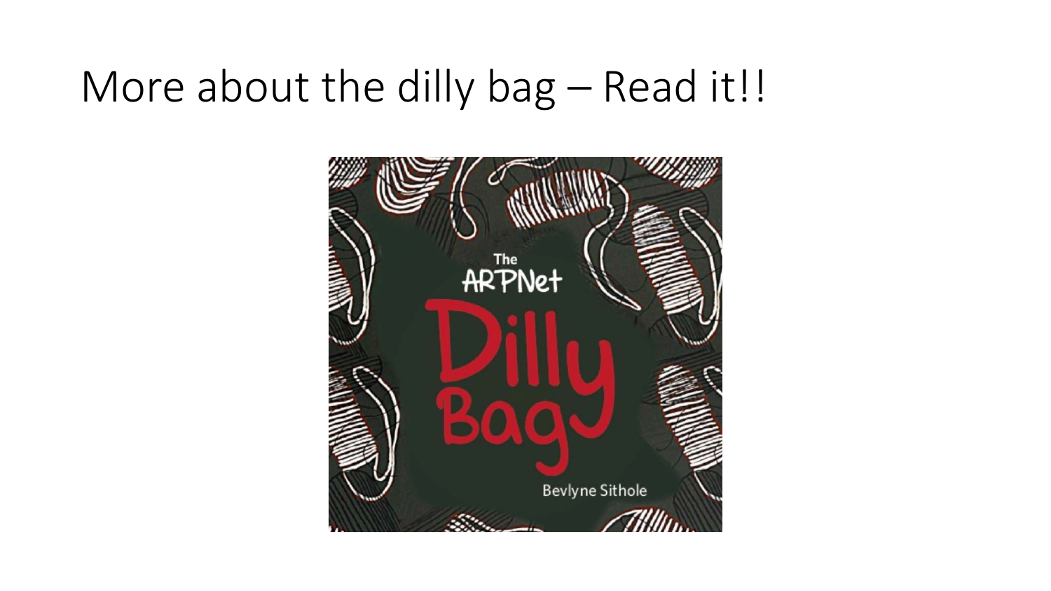# More about the dilly bag – Read it!!

The ARPNet

Dilly Bag

Bevlyne Sithole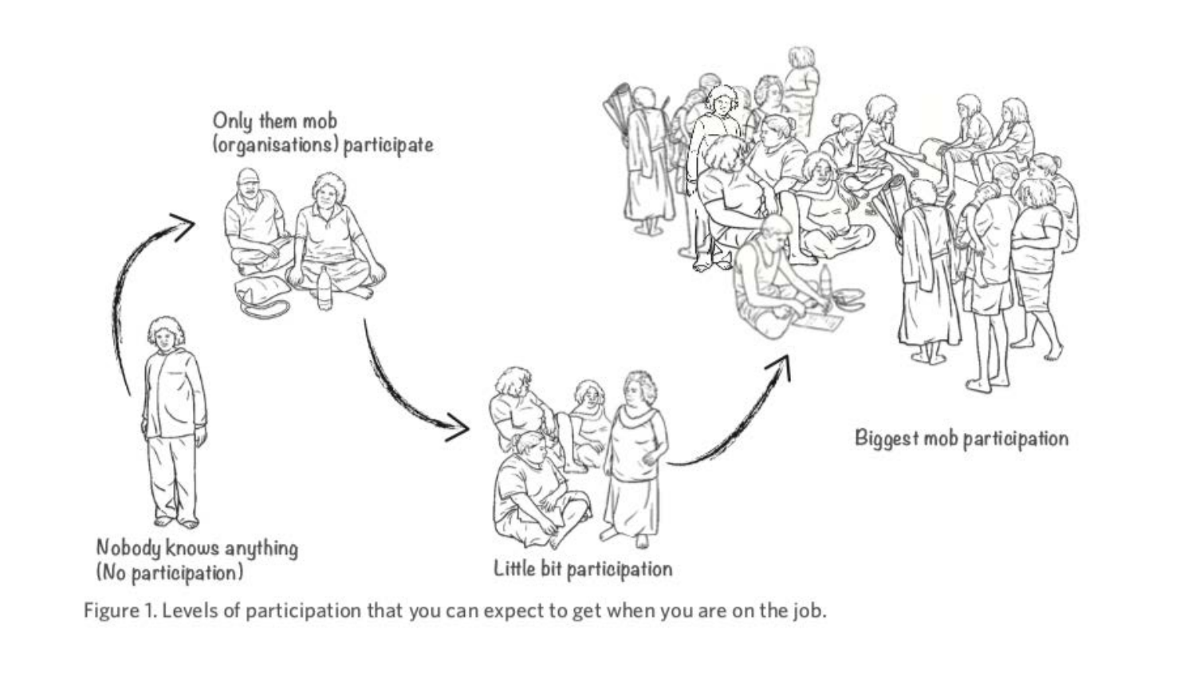Only them mob (organisations) participate

Nobody knows anything (No participation)

Little bit participation

Biggest mob participation

Figure 1. Levels of participation that you can expect to get when you are on the job.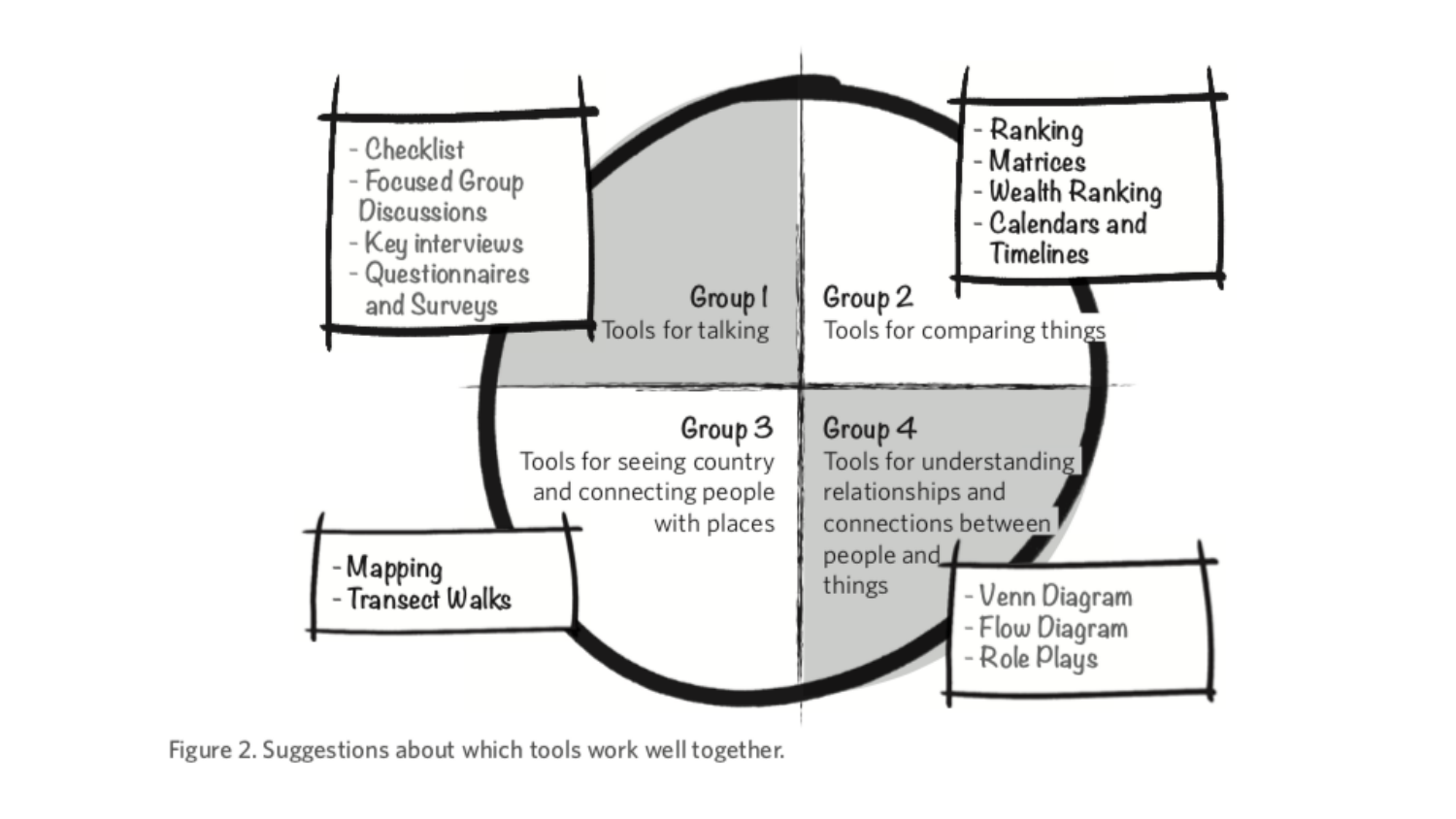**Group 1**
Tools for talking

- Checklist
- Focused Group Discussions
- Key interviews
- Questionnaires and Surveys

**Group 2**
Tools for comparing things

- Ranking
- Matrices
- Wealth Ranking
- Calendars and Timelines

**Group 3**
Tools for seeing country and connecting people with places

- Mapping
- Transect Walks

**Group 4**
Tools for understanding relationships and connections between people and things

- Venn Diagram
- Flow Diagram
- Role Plays

Figure 2. Suggestions about which tools work well together.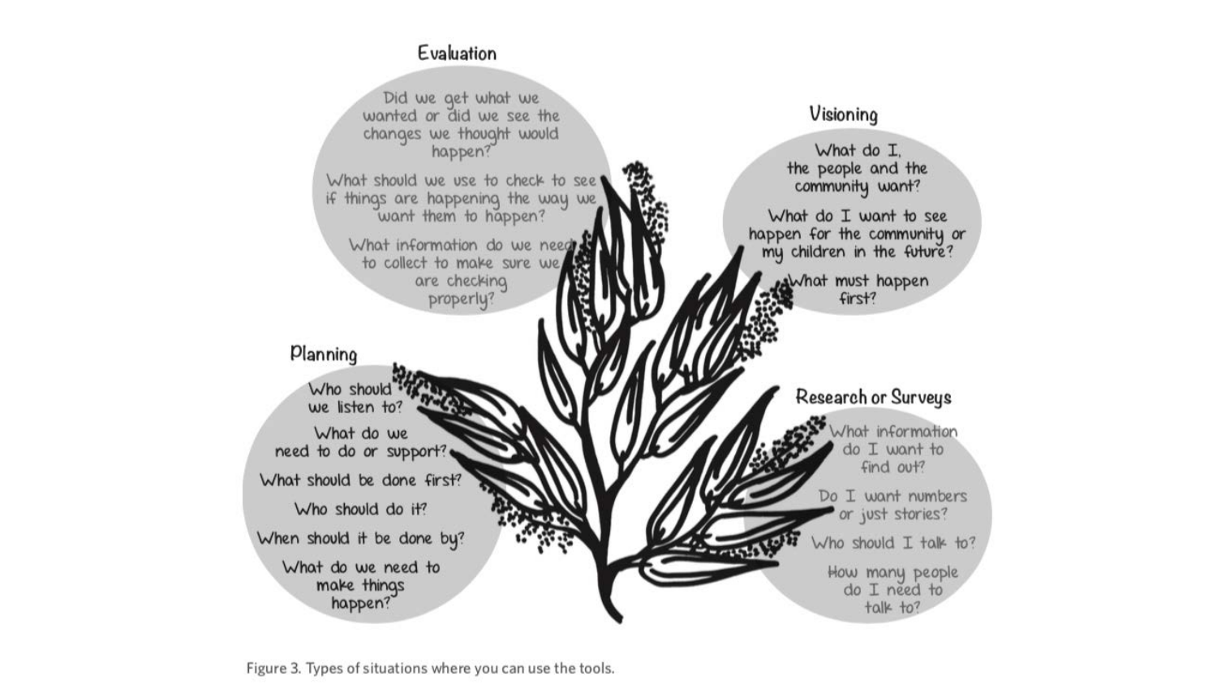## Evaluation

- Did we get what we wanted or did we see the changes we thought would happen?
- What should we use to check to see if things are happening the way we want them to happen?
- What information do we need to collect to make sure we are checking properly?

## Visioning

- What do I, the people and the community want?
- What do I want to see happen for the community or my children in the future?
- What must happen first?

## Planning

- Who should we listen to?
- What do we need to do or support?
- What should be done first?
- Who should do it?
- When should it be done by?
- What do we need to make things happen?

## Research or Surveys

- What information do I want to find out?
- Do I want numbers or just stories?
- Who should I talk to?
- How many people do I need to talk to?

Figure 3. Types of situations where you can use the tools.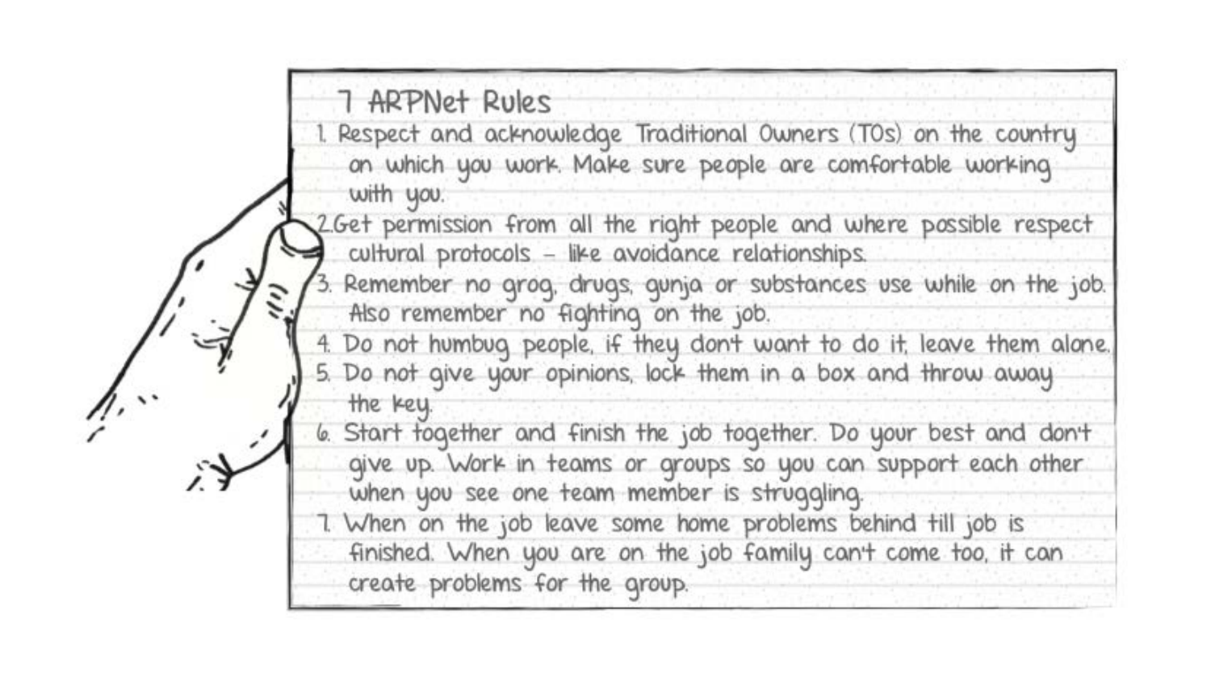# 7 ARPNet Rules

1. Respect and acknowledge Traditional Owners (TOs) on the country on which you work. Make sure people are comfortable working with you.
2. Get permission from all the right people and where possible respect cultural protocols – like avoidance relationships.
3. Remember no grog, drugs, gunja or substances use while on the job. Also remember no fighting on the job.
4. Do not humbug people, if they don't want to do it, leave them alone.
5. Do not give your opinions, lock them in a box and throw away the key.
6. Start together and finish the job together. Do your best and don't give up. Work in teams or groups so you can support each other when you see one team member is struggling.
7. When on the job leave some home problems behind till job is finished. When you are on the job family can't come too, it can create problems for the group.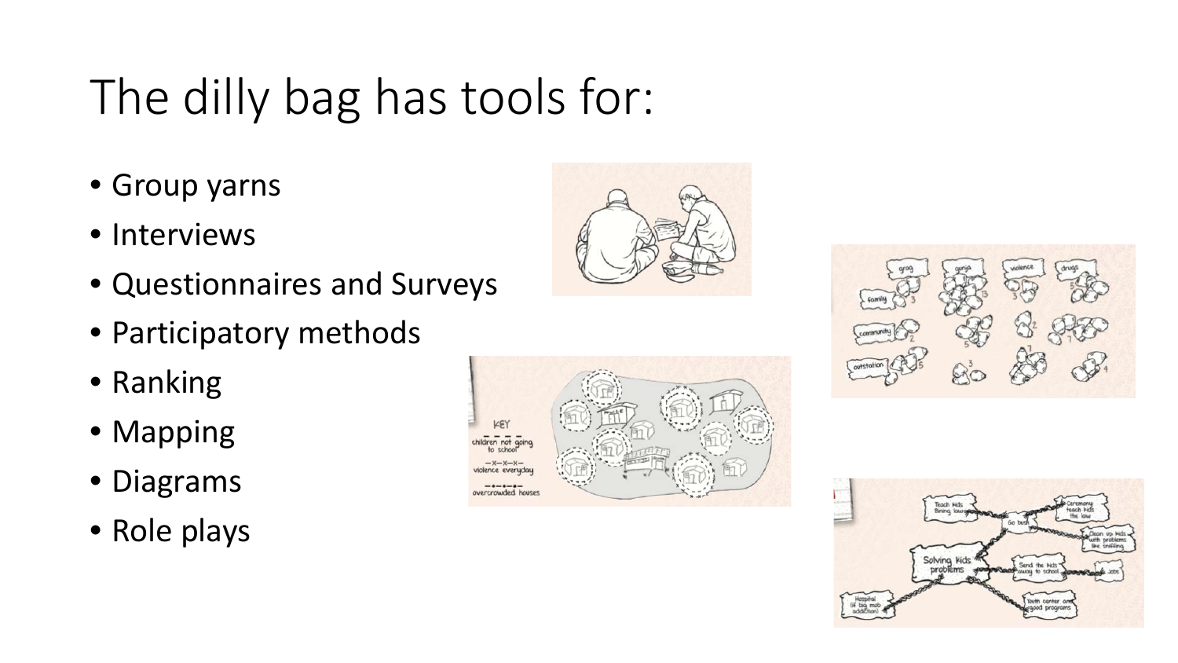# The dilly bag has tools for:

- Group yarns
- Interviews
- Questionnaires and Surveys
- Participatory methods
- Ranking
- Mapping
- Diagrams
- Role plays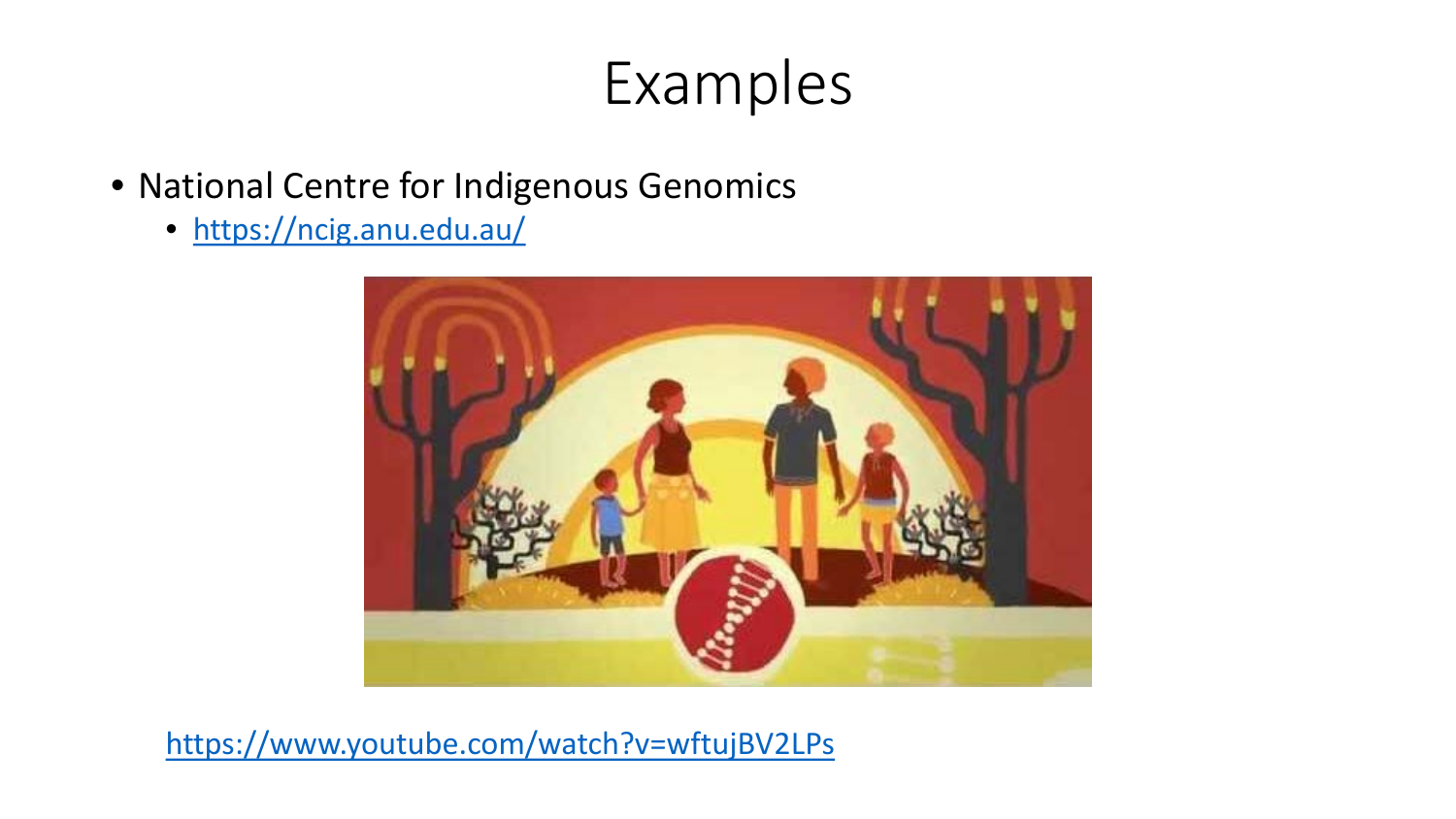# Examples

- National Centre for Indigenous Genomics
  - https://ncig.anu.edu.au/

https://www.youtube.com/watch?v=wftujBV2LPs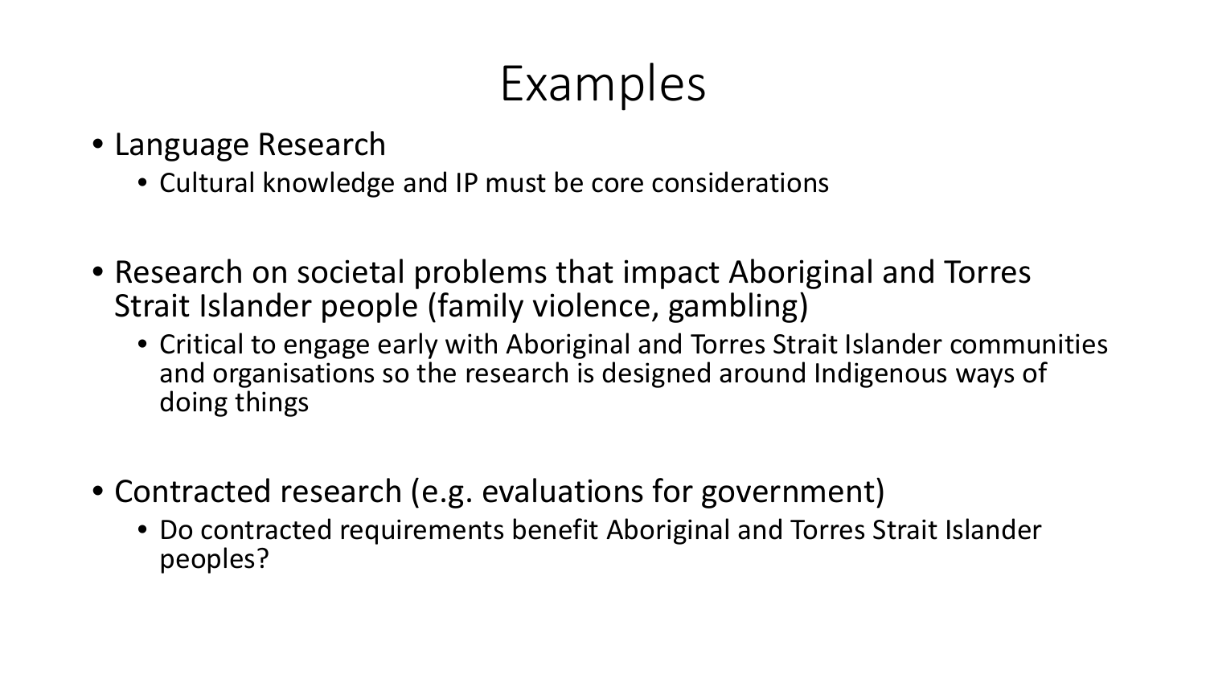# Examples

- Language Research
  - Cultural knowledge and IP must be core considerations

- Research on societal problems that impact Aboriginal and Torres Strait Islander people (family violence, gambling)
  - Critical to engage early with Aboriginal and Torres Strait Islander communities and organisations so the research is designed around Indigenous ways of doing things

- Contracted research (e.g. evaluations for government)
  - Do contracted requirements benefit Aboriginal and Torres Strait Islander peoples?